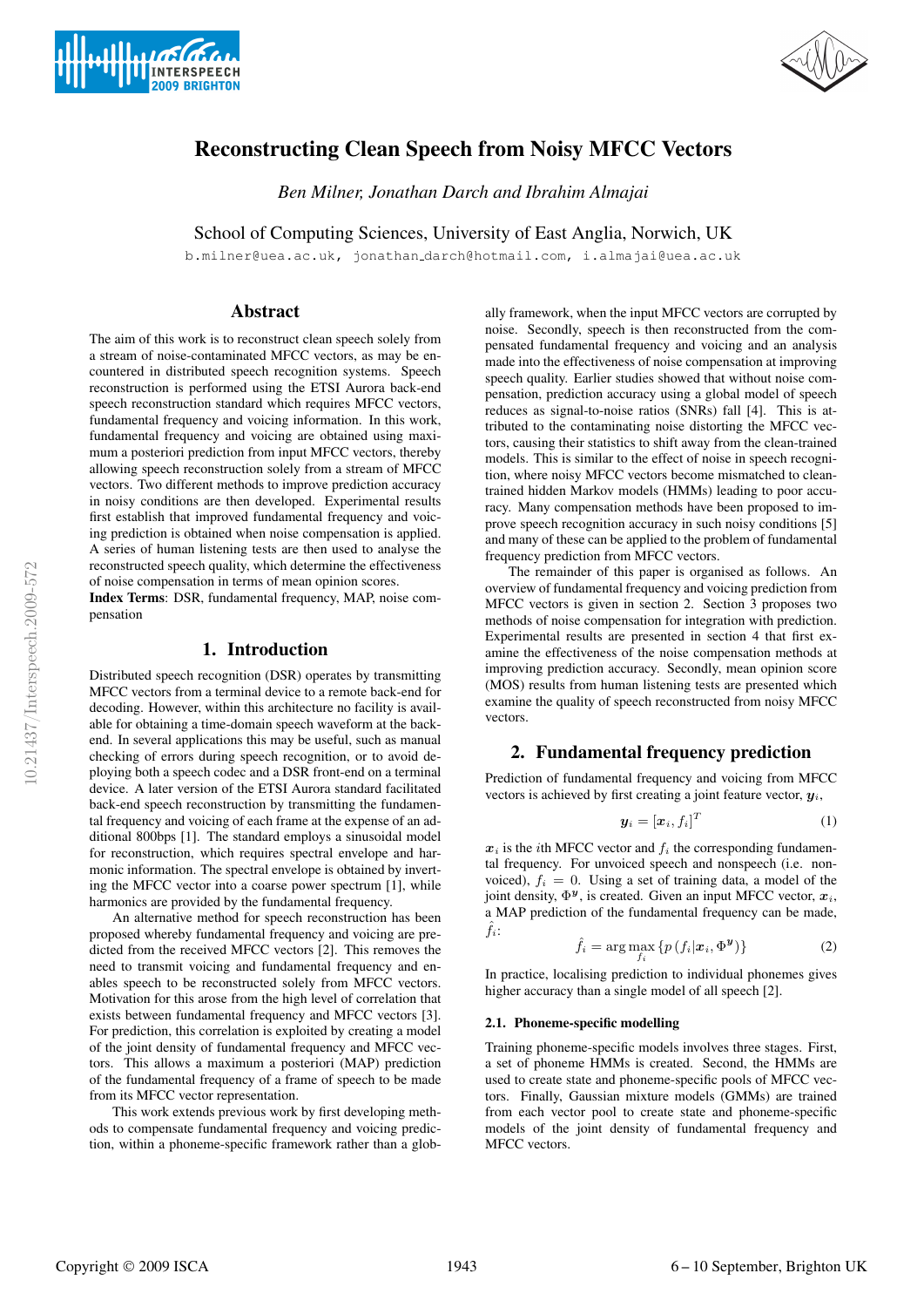# Reconstructing Clean Speech from Noisy MFCC Vectors

*Ben Milner, Jonathan Darch and Ibrahim Almajai*

School of Computing Sciences, University of East Anglia, Norwich, UK

b.milner@uea.ac.uk, jonathan_darch@hotmail.com, i.almajai@uea.ac.uk

## Abstract

The aim of this work is to reconstruct clean speech solely from a stream of noise-contaminated MFCC vectors, as may be encountered in distributed speech recognition systems. Speech reconstruction is performed using the ETSI Aurora back-end speech reconstruction standard which requires MFCC vectors, fundamental frequency and voicing information. In this work, fundamental frequency and voicing are obtained using maximum a posteriori prediction from input MFCC vectors, thereby allowing speech reconstruction solely from a stream of MFCC vectors. Two different methods to improve prediction accuracy in noisy conditions are then developed. Experimental results first establish that improved fundamental frequency and voicing prediction is obtained when noise compensation is applied. A series of human listening tests are then used to analyse the reconstructed speech quality, which determine the effectiveness of noise compensation in terms of mean opinion scores.

**Index Terms**: DSR, fundamental frequency, MAP, noise compensation

## 1. Introduction

Distributed speech recognition (DSR) operates by transmitting MFCC vectors from a terminal device to a remote back-end for decoding. However, within this architecture no facility is available for obtaining a time-domain speech waveform at the back-end. In several applications this may be useful, such as manual checking of errors during speech recognition, or to avoid deploying both a speech codec and a DSR front-end on a terminal device. A later version of the ETSI Aurora standard facilitated back-end speech reconstruction by transmitting the fundamental frequency and voicing of each frame at the expense of an additional 800bps [1]. The standard employs a sinusoidal model for reconstruction, which requires spectral envelope and harmonic information. The spectral envelope is obtained by inverting the MFCC vector into a coarse power spectrum [1], while harmonics are provided by the fundamental frequency.

An alternative method for speech reconstruction has been proposed whereby fundamental frequency and voicing are predicted from the received MFCC vectors [2]. This removes the need to transmit voicing and fundamental frequency and enables speech to be reconstructed solely from MFCC vectors. Motivation for this arose from the high level of correlation that exists between fundamental frequency and MFCC vectors [3]. For prediction, this correlation is exploited by creating a model of the joint density of fundamental frequency and MFCC vectors. This allows a maximum a posteriori (MAP) prediction of the fundamental frequency of a frame of speech to be made from its MFCC vector representation.

This work extends previous work by first developing methods to compensate fundamental frequency and voicing prediction, within a phoneme-specific framework rather than a globally framework, when the input MFCC vectors are corrupted by noise. Secondly, speech is then reconstructed from the compensated fundamental frequency and voicing and an analysis made into the effectiveness of noise compensation at improving speech quality. Earlier studies showed that without noise compensation, prediction accuracy using a global model of speech reduces as signal-to-noise ratios (SNRs) fall [4]. This is attributed to the contaminating noise distorting the MFCC vectors, causing their statistics to shift away from the clean-trained models. This is similar to the effect of noise in speech recognition, where noisy MFCC vectors become mismatched to clean-trained hidden Markov models (HMMs) leading to poor accuracy. Many compensation methods have been proposed to improve speech recognition accuracy in such noisy conditions [5] and many of these can be applied to the problem of fundamental frequency prediction from MFCC vectors.

The remainder of this paper is organised as follows. An overview of fundamental frequency and voicing prediction from MFCC vectors is given in section 2. Section 3 proposes two methods of noise compensation for integration with prediction. Experimental results are presented in section 4 that first examine the effectiveness of the noise compensation methods at improving prediction accuracy. Secondly, mean opinion score (MOS) results from human listening tests are presented which examine the quality of speech reconstructed from noisy MFCC vectors.

## 2. Fundamental frequency prediction

Prediction of fundamental frequency and voicing from MFCC vectors is achieved by first creating a joint feature vector, $\boldsymbol{y}_i$,

$$\boldsymbol{y}_i = [\boldsymbol{x}_i, f_i]^T \tag{1}$$

$\boldsymbol{x}_i$ is the $i$th MFCC vector and $f_i$ the corresponding fundamental frequency. For unvoiced speech and nonspeech (i.e. non-voiced), $f_i = 0$. Using a set of training data, a model of the joint density, $\Phi^{\boldsymbol{y}}$, is created. Given an input MFCC vector, $\boldsymbol{x}_i$, a MAP prediction of the fundamental frequency can be made, $\hat{f}_i$:

$$\hat{f}_i = \arg\max_{f_i} \{p(f_i|\boldsymbol{x}_i, \Phi^{\boldsymbol{y}})\} \tag{2}$$

In practice, localising prediction to individual phonemes gives higher accuracy than a single model of all speech [2].

### 2.1. Phoneme-specific modelling

Training phoneme-specific models involves three stages. First, a set of phoneme HMMs is created. Second, the HMMs are used to create state and phoneme-specific pools of MFCC vectors. Finally, Gaussian mixture models (GMMs) are trained from each vector pool to create state and phoneme-specific models of the joint density of fundamental frequency and MFCC vectors.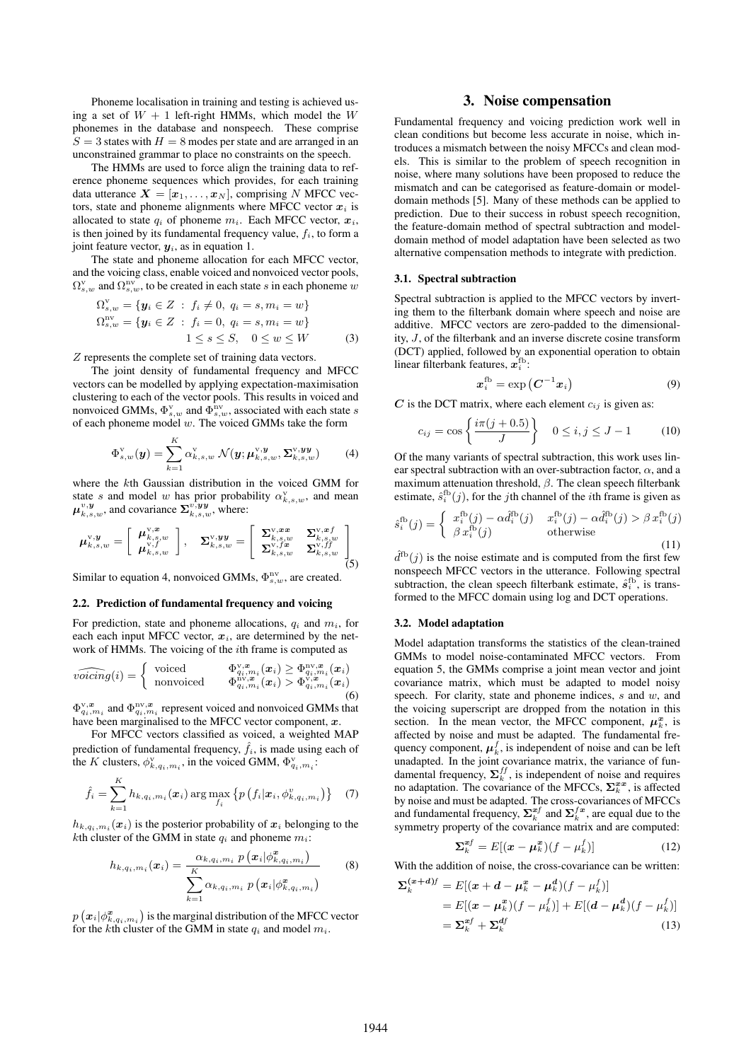Phoneme localisation in training and testing is achieved using a set of $W + 1$ left-right HMMs, which model the $W$ phonemes in the database and nonspeech. These comprise $S = 3$ states with $H = 8$ modes per state and are arranged in an unconstrained grammar to place no constraints on the speech.

The HMMs are used to force align the training data to reference phoneme sequences which provides, for each training data utterance $\boldsymbol{X} = [\boldsymbol{x}_1, \ldots, \boldsymbol{x}_N]$, comprising $N$ MFCC vectors, state and phoneme alignments where MFCC vector $\boldsymbol{x}_i$ is allocated to state $q_i$ of phoneme $m_i$. Each MFCC vector, $\boldsymbol{x}_i$, is then joined by its fundamental frequency value, $f_i$, to form a joint feature vector, $\boldsymbol{y}_i$, as in equation 1.

The state and phoneme allocation for each MFCC vector, and the voicing class, enable voiced and nonvoiced vector pools, $\Omega^{\mathrm{v}}_{s,w}$ and $\Omega^{\mathrm{nv}}_{s,w}$, to be created in each state $s$ in each phoneme $w$

$$\Omega^{\mathrm{v}}_{s,w} = \{\boldsymbol{y}_i \in Z \;:\; f_i \neq 0,\; q_i = s, m_i = w\}$$
$$\Omega^{\mathrm{nv}}_{s,w} = \{\boldsymbol{y}_i \in Z \;:\; f_i = 0,\; q_i = s, m_i = w\}$$
$$1 \le s \le S, \quad 0 \le w \le W \tag{3}$$

$Z$ represents the complete set of training data vectors.

The joint density of fundamental frequency and MFCC vectors can be modelled by applying expectation-maximisation clustering to each of the vector pools. This results in voiced and nonvoiced GMMs, $\Phi^{\mathrm{v}}_{s,w}$ and $\Phi^{\mathrm{nv}}_{s,w}$, associated with each state $s$ of each phoneme model $w$. The voiced GMMs take the form

$$\Phi^{\mathrm{v}}_{s,w}(\boldsymbol{y}) = \sum_{k=1}^{K} \alpha^{\mathrm{v}}_{k,s,w}\, \mathcal{N}(\boldsymbol{y}; \boldsymbol{\mu}^{\mathrm{v},\boldsymbol{y}}_{k,s,w}, \boldsymbol{\Sigma}^{\mathrm{v},\boldsymbol{yy}}_{k,s,w}) \tag{4}$$

where the $k$th Gaussian distribution in the voiced GMM for state $s$ and model $w$ has prior probability $\alpha^{\mathrm{v}}_{k,s,w}$, and mean $\boldsymbol{\mu}^{v,\boldsymbol{y}}_{k,s,w}$, and covariance $\boldsymbol{\Sigma}^{v,\boldsymbol{yy}}_{k,s,w}$, where:

$$\boldsymbol{\mu}^{\mathrm{v},\boldsymbol{y}}_{k,s,w} = \begin{bmatrix} \boldsymbol{\mu}^{\mathrm{v},\boldsymbol{x}}_{k,s,w} \\ \boldsymbol{\mu}^{\mathrm{v},f}_{k,s,w} \end{bmatrix}, \quad \boldsymbol{\Sigma}^{\mathrm{v},\boldsymbol{yy}}_{k,s,w} = \begin{bmatrix} \boldsymbol{\Sigma}^{\mathrm{v},\boldsymbol{xx}}_{k,s,w} & \boldsymbol{\Sigma}^{\mathrm{v},\boldsymbol{x}f}_{k,s,w} \\ \boldsymbol{\Sigma}^{\mathrm{v},f\boldsymbol{x}}_{k,s,w} & \boldsymbol{\Sigma}^{\mathrm{v},ff}_{k,s,w} \end{bmatrix} \tag{5}$$

Similar to equation 4, nonvoiced GMMs, $\Phi^{\mathrm{nv}}_{s,w}$, are created.

### 2.2. Prediction of fundamental frequency and voicing

For prediction, state and phoneme allocations, $q_i$ and $m_i$, for each each input MFCC vector, $\boldsymbol{x}_i$, are determined by the network of HMMs. The voicing of the $i$th frame is computed as

$$\widehat{voicing}(i) = \begin{cases} \text{voiced} & \Phi^{\mathrm{v},\boldsymbol{x}}_{q_i,m_i}(\boldsymbol{x}_i) \geq \Phi^{\mathrm{nv},\boldsymbol{x}}_{q_i,m_i}(\boldsymbol{x}_i) \\ \text{nonvoiced} & \Phi^{\mathrm{nv},\boldsymbol{x}}_{q_i,m_i}(\boldsymbol{x}_i) > \Phi^{\mathrm{v},\boldsymbol{x}}_{q_i,m_i}(\boldsymbol{x}_i) \end{cases} \tag{6}$$

$\Phi^{\mathrm{v},\boldsymbol{x}}_{q_i,m_i}$ and $\Phi^{\mathrm{nv},\boldsymbol{x}}_{q_i,m_i}$ represent voiced and nonvoiced GMMs that have been marginalised to the MFCC vector component, $\boldsymbol{x}$.

For MFCC vectors classified as voiced, a weighted MAP prediction of fundamental frequency, $\hat{f}_i$, is made using each of the $K$ clusters, $\phi^{\mathrm{v}}_{k,q_i,m_i}$, in the voiced GMM, $\Phi^{\mathrm{v}}_{q_i,m_i}$:

$$\hat{f}_i = \sum_{k=1}^{K} h_{k,q_i,m_i}(\boldsymbol{x}_i) \arg\max_{f_i} \left\{ p\left(f_i | \boldsymbol{x}_i, \phi^{v}_{k,q_i,m_i}\right)\right\} \tag{7}$$

$h_{k,q_i,m_i}(\boldsymbol{x}_i)$ is the posterior probability of $\boldsymbol{x}_i$ belonging to the $k$th cluster of the GMM in state $q_i$ and phoneme $m_i$:

$$h_{k,q_i,m_i}(\boldsymbol{x}_i) = \frac{\alpha_{k,q_i,m_i}\; p\left(\boldsymbol{x}_i | \phi^{\boldsymbol{x}}_{k,q_i,m_i}\right)}{\sum_{k=1}^{K} \alpha_{k,q_i,m_i}\; p\left(\boldsymbol{x}_i | \phi^{\boldsymbol{x}}_{k,q_i,m_i}\right)} \tag{8}$$

$p\left(\boldsymbol{x}_i | \phi^{\boldsymbol{x}}_{k,q_i,m_i}\right)$ is the marginal distribution of the MFCC vector for the $k$th cluster of the GMM in state $q_i$ and model $m_i$.

## 3. Noise compensation

Fundamental frequency and voicing prediction work well in clean conditions but become less accurate in noise, which introduces a mismatch between the noisy MFCCs and clean models. This is similar to the problem of speech recognition in noise, where many solutions have been proposed to reduce the mismatch and can be categorised as feature-domain or model-domain methods [5]. Many of these methods can be applied to prediction. Due to their success in robust speech recognition, the feature-domain method of spectral subtraction and model-domain method of model adaptation have been selected as two alternative compensation methods to integrate with prediction.

### 3.1. Spectral subtraction

Spectral subtraction is applied to the MFCC vectors by inverting them to the filterbank domain where speech and noise are additive. MFCC vectors are zero-padded to the dimensionality, $J$, of the filterbank and an inverse discrete cosine transform (DCT) applied, followed by an exponential operation to obtain linear filterbank features, $\boldsymbol{x}^{\mathrm{fb}}_i$:

$$\boldsymbol{x}^{\mathrm{fb}}_i = \exp\left(\boldsymbol{C}^{-1}\boldsymbol{x}_i\right) \tag{9}$$

$\boldsymbol{C}$ is the DCT matrix, where each element $c_{ij}$ is given as:

$$c_{ij} = \cos\left\{\frac{i\pi(j+0.5)}{J}\right\} \quad 0 \le i, j \le J-1 \tag{10}$$

Of the many variants of spectral subtraction, this work uses linear spectral subtraction with an over-subtraction factor, $\alpha$, and a maximum attenuation threshold, $\beta$. The clean speech filterbank estimate, $\hat{s}^{\mathrm{fb}}_i(j)$, for the $j$th channel of the $i$th frame is given as

$$\hat{s}^{\mathrm{fb}}_i(j) = \begin{cases} x^{\mathrm{fb}}_i(j) - \alpha \hat{d}^{\mathrm{fb}}_i(j) & x^{\mathrm{fb}}_i(j) - \alpha \hat{d}^{\mathrm{fb}}_i(j) > \beta\, x^{\mathrm{fb}}_i(j) \\ \beta\, x^{\mathrm{fb}}_i(j) & \text{otherwise} \end{cases} \tag{11}$$

$\hat{d}^{\mathrm{fb}}(j)$ is the noise estimate and is computed from the first few nonspeech MFCC vectors in the utterance. Following spectral subtraction, the clean speech filterbank estimate, $\hat{\boldsymbol{s}}^{\mathrm{fb}}_i$, is transformed to the MFCC domain using log and DCT operations.

### 3.2. Model adaptation

Model adaptation transforms the statistics of the clean-trained GMMs to model noise-contaminated MFCC vectors. From equation 5, the GMMs comprise a joint mean vector and joint covariance matrix, which must be adapted to model noisy speech. For clarity, state and phoneme indices, $s$ and $w$, and the voicing superscript are dropped from the notation in this section. In the mean vector, the MFCC component, $\boldsymbol{\mu}^{\boldsymbol{x}}_k$, is affected by noise and must be adapted. The fundamental frequency component, $\boldsymbol{\mu}^{f}_k$, is independent of noise and can be left unadapted. In the joint covariance matrix, the variance of fundamental frequency, $\boldsymbol{\Sigma}^{ff}_k$, is independent of noise and requires no adaptation. The covariance of the MFCCs, $\boldsymbol{\Sigma}^{\boldsymbol{xx}}_k$, is affected by noise and must be adapted. The cross-covariances of MFCCs and fundamental frequency, $\boldsymbol{\Sigma}^{\boldsymbol{x}f}_k$ and $\boldsymbol{\Sigma}^{f\boldsymbol{x}}_k$, are equal due to the symmetry property of the covariance matrix and are computed:

$$\boldsymbol{\Sigma}^{\boldsymbol{x}f}_k = E[(\boldsymbol{x} - \boldsymbol{\mu}^{\boldsymbol{x}}_k)(f - \mu^{f}_k)] \tag{12}$$

With the addition of noise, the cross-covariance can be written:

$$\begin{aligned} \boldsymbol{\Sigma}^{(\boldsymbol{x}+\boldsymbol{d})f}_k &= E[(\boldsymbol{x} + \boldsymbol{d} - \boldsymbol{\mu}^{\boldsymbol{x}}_k - \boldsymbol{\mu}^{\boldsymbol{d}}_k)(f - \mu^{f}_k)] \\ &= E[(\boldsymbol{x} - \boldsymbol{\mu}^{\boldsymbol{x}}_k)(f - \mu^{f}_k)] + E[(\boldsymbol{d} - \boldsymbol{\mu}^{\boldsymbol{d}}_k)(f - \mu^{f}_k)] \\ &= \boldsymbol{\Sigma}^{\boldsymbol{x}f}_k + \boldsymbol{\Sigma}^{\boldsymbol{d}f}_k \end{aligned} \tag{13}$$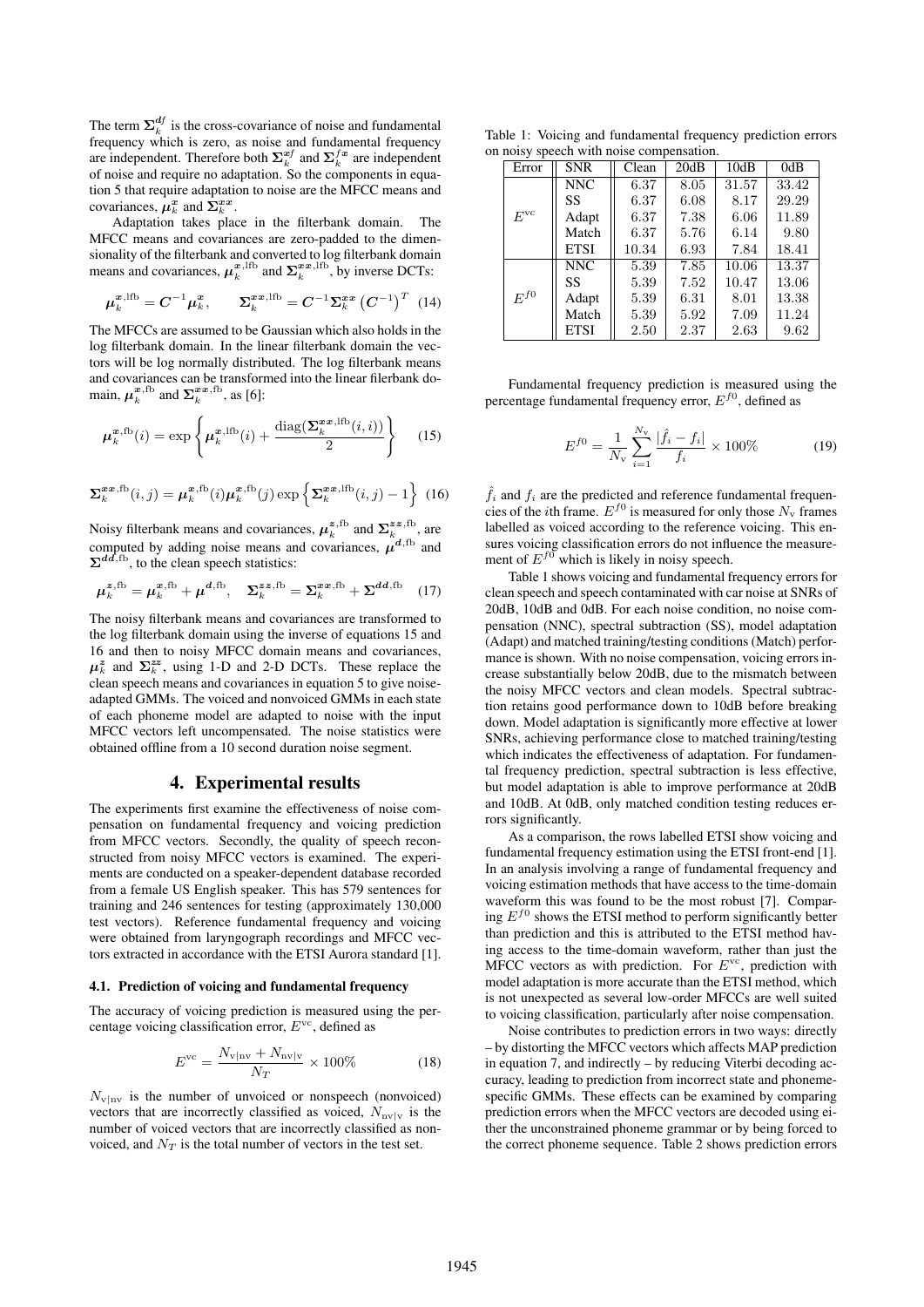The term $\boldsymbol{\Sigma}_k^{\boldsymbol{d}f}$ is the cross-covariance of noise and fundamental frequency which is zero, as noise and fundamental frequency are independent. Therefore both $\boldsymbol{\Sigma}_k^{\boldsymbol{x}f}$ and $\boldsymbol{\Sigma}_k^{f\boldsymbol{x}}$ are independent of noise and require no adaptation. So the components in equation 5 that require adaptation to noise are the MFCC means and covariances, $\boldsymbol{\mu}_k^{\boldsymbol{x}}$ and $\boldsymbol{\Sigma}_k^{\boldsymbol{xx}}$.

Adaptation takes place in the filterbank domain. The MFCC means and covariances are zero-padded to the dimensionality of the filterbank and converted to log filterbank domain means and covariances, $\boldsymbol{\mu}_k^{\boldsymbol{x},\text{lfb}}$ and $\boldsymbol{\Sigma}_k^{\boldsymbol{xx},\text{lfb}}$, by inverse DCTs:

$$\boldsymbol{\mu}_k^{\boldsymbol{x},\text{lfb}} = \boldsymbol{C}^{-1}\boldsymbol{\mu}_k^{\boldsymbol{x}}, \qquad \boldsymbol{\Sigma}_k^{\boldsymbol{xx},\text{lfb}} = \boldsymbol{C}^{-1}\boldsymbol{\Sigma}_k^{\boldsymbol{xx}}\left(\boldsymbol{C}^{-1}\right)^T \quad (14)$$

The MFCCs are assumed to be Gaussian which also holds in the log filterbank domain. In the linear filterbank domain the vectors will be log normally distributed. The log filterbank means and covariances can be transformed into the linear filerbank domain, $\boldsymbol{\mu}_k^{\boldsymbol{x},\text{fb}}$ and $\boldsymbol{\Sigma}_k^{\boldsymbol{xx},\text{fb}}$, as [6]:

$$\boldsymbol{\mu}_k^{\boldsymbol{x},\text{fb}}(i) = \exp\left\{\boldsymbol{\mu}_k^{\boldsymbol{x},\text{lfb}}(i) + \frac{\text{diag}(\boldsymbol{\Sigma}_k^{\boldsymbol{xx},\text{lfb}}(i,i))}{2}\right\} \quad (15)$$

$$\boldsymbol{\Sigma}_k^{\boldsymbol{xx},\text{fb}}(i,j) = \boldsymbol{\mu}_k^{\boldsymbol{x},\text{fb}}(i)\boldsymbol{\mu}_k^{\boldsymbol{x},\text{fb}}(j)\exp\left\{\boldsymbol{\Sigma}_k^{\boldsymbol{xx},\text{lfb}}(i,j) - 1\right\} \quad (16)$$

Noisy filterbank means and covariances, $\boldsymbol{\mu}_k^{\boldsymbol{z},\text{fb}}$ and $\boldsymbol{\Sigma}_k^{\boldsymbol{zz},\text{fb}}$, are computed by adding noise means and covariances, $\boldsymbol{\mu}^{\boldsymbol{d},\text{fb}}$ and $\boldsymbol{\Sigma}^{\boldsymbol{dd},\text{fb}}$, to the clean speech statistics:

$$\boldsymbol{\mu}_k^{\boldsymbol{z},\text{fb}} = \boldsymbol{\mu}_k^{\boldsymbol{x},\text{fb}} + \boldsymbol{\mu}^{\boldsymbol{d},\text{fb}}, \quad \boldsymbol{\Sigma}_k^{\boldsymbol{zz},\text{fb}} = \boldsymbol{\Sigma}_k^{\boldsymbol{xx},\text{fb}} + \boldsymbol{\Sigma}^{\boldsymbol{dd},\text{fb}} \quad (17)$$

The noisy filterbank means and covariances are transformed to the log filterbank domain using the inverse of equations 15 and 16 and then to noisy MFCC domain means and covariances, $\boldsymbol{\mu}_k^{\boldsymbol{z}}$ and $\boldsymbol{\Sigma}_k^{\boldsymbol{zz}}$, using 1-D and 2-D DCTs. These replace the clean speech means and covariances in equation 5 to give noise-adapted GMMs. The voiced and nonvoiced GMMs in each state of each phoneme model are adapted to noise with the input MFCC vectors left uncompensated. The noise statistics were obtained offline from a 10 second duration noise segment.

# 4. Experimental results

The experiments first examine the effectiveness of noise compensation on fundamental frequency and voicing prediction from MFCC vectors. Secondly, the quality of speech reconstructed from noisy MFCC vectors is examined. The experiments are conducted on a speaker-dependent database recorded from a female US English speaker. This has 579 sentences for training and 246 sentences for testing (approximately 130,000 test vectors). Reference fundamental frequency and voicing were obtained from laryngograph recordings and MFCC vectors extracted in accordance with the ETSI Aurora standard [1].

## 4.1. Prediction of voicing and fundamental frequency

The accuracy of voicing prediction is measured using the percentage voicing classification error, $E^{\text{vc}}$, defined as

$$E^{\text{vc}} = \frac{N_{\text{v}|\text{nv}} + N_{\text{nv}|\text{v}}}{N_T} \times 100\% \quad (18)$$

$N_{\text{v}|\text{nv}}$ is the number of unvoiced or nonspeech (nonvoiced) vectors that are incorrectly classified as voiced, $N_{\text{nv}|\text{v}}$ is the number of voiced vectors that are incorrectly classified as nonvoiced, and $N_T$ is the total number of vectors in the test set.

Table 1: Voicing and fundamental frequency prediction errors on noisy speech with noise compensation.

| Error | SNR | Clean | 20dB | 10dB | 0dB |
|---|---|---|---|---|---|
| $E^{\text{vc}}$ | NNC | 6.37 | 8.05 | 31.57 | 33.42 |
| | SS | 6.37 | 6.08 | 8.17 | 29.29 |
| | Adapt | 6.37 | 7.38 | 6.06 | 11.89 |
| | Match | 6.37 | 5.76 | 6.14 | 9.80 |
| | ETSI | 10.34 | 6.93 | 7.84 | 18.41 |
| $E^{f0}$ | NNC | 5.39 | 7.85 | 10.06 | 13.37 |
| | SS | 5.39 | 7.52 | 10.47 | 13.06 |
| | Adapt | 5.39 | 6.31 | 8.01 | 13.38 |
| | Match | 5.39 | 5.92 | 7.09 | 11.24 |
| | ETSI | 2.50 | 2.37 | 2.63 | 9.62 |

Fundamental frequency prediction is measured using the percentage fundamental frequency error, $E^{f0}$, defined as

$$E^{f0} = \frac{1}{N_{\text{v}}}\sum_{i=1}^{N_{\text{v}}}\frac{|\hat{f}_i - f_i|}{f_i} \times 100\% \quad (19)$$

$\hat{f}_i$ and $f_i$ are the predicted and reference fundamental frequencies of the $i$th frame. $E^{f0}$ is measured for only those $N_{\text{v}}$ frames labelled as voiced according to the reference voicing. This ensures voicing classification errors do not influence the measurement of $E^{f0}$ which is likely in noisy speech.

Table 1 shows voicing and fundamental frequency errors for clean speech and speech contaminated with car noise at SNRs of 20dB, 10dB and 0dB. For each noise condition, no noise compensation (NNC), spectral subtraction (SS), model adaptation (Adapt) and matched training/testing conditions (Match) performance is shown. With no noise compensation, voicing errors increase substantially below 20dB, due to the mismatch between the noisy MFCC vectors and clean models. Spectral subtraction retains good performance down to 10dB before breaking down. Model adaptation is significantly more effective at lower SNRs, achieving performance close to matched training/testing which indicates the effectiveness of adaptation. For fundamental frequency prediction, spectral subtraction is less effective, but model adaptation is able to improve performance at 20dB and 10dB. At 0dB, only matched condition testing reduces errors significantly.

As a comparison, the rows labelled ETSI show voicing and fundamental frequency estimation using the ETSI front-end [1]. In an analysis involving a range of fundamental frequency and voicing estimation methods that have access to the time-domain waveform this was found to be the most robust [7]. Comparing $E^{f0}$ shows the ETSI method to perform significantly better than prediction and this is attributed to the ETSI method having access to the time-domain waveform, rather than just the MFCC vectors as with prediction. For $E^{\text{vc}}$, prediction with model adaptation is more accurate than the ETSI method, which is not unexpected as several low-order MFCCs are well suited to voicing classification, particularly after noise compensation.

Noise contributes to prediction errors in two ways: directly – by distorting the MFCC vectors which affects MAP prediction in equation 7, and indirectly – by reducing Viterbi decoding accuracy, leading to prediction from incorrect state and phoneme-specific GMMs. These effects can be examined by comparing prediction errors when the MFCC vectors are decoded using either the unconstrained phoneme grammar or by being forced to the correct phoneme sequence. Table 2 shows prediction errors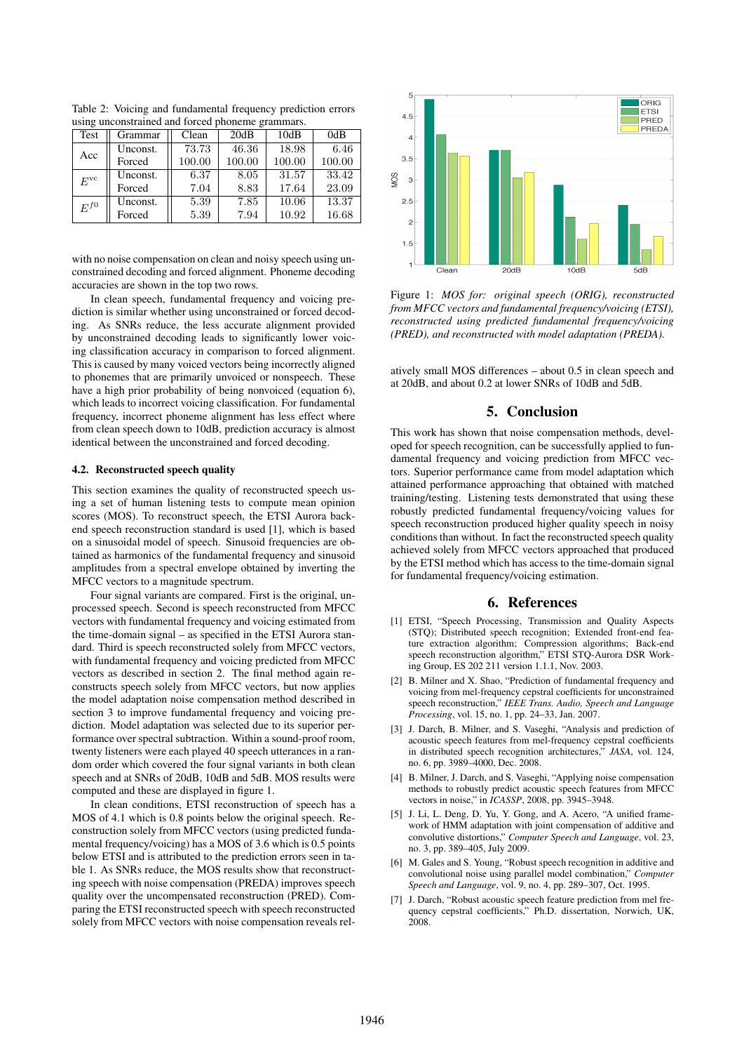Table 2: Voicing and fundamental frequency prediction errors using unconstrained and forced phoneme grammars.

| Test | Grammar | Clean | 20dB | 10dB | 0dB |
|---|---|---|---|---|---|
| Acc | Unconst. | 73.73 | 46.36 | 18.98 | 6.46 |
| | Forced | 100.00 | 100.00 | 100.00 | 100.00 |
| $E^{vc}$ | Unconst. | 6.37 | 8.05 | 31.57 | 33.42 |
| | Forced | 7.04 | 8.83 | 17.64 | 23.09 |
| $E^{f0}$ | Unconst. | 5.39 | 7.85 | 10.06 | 13.37 |
| | Forced | 5.39 | 7.94 | 10.92 | 16.68 |

with no noise compensation on clean and noisy speech using unconstrained decoding and forced alignment. Phoneme decoding accuracies are shown in the top two rows.

In clean speech, fundamental frequency and voicing prediction is similar whether using unconstrained or forced decoding. As SNRs reduce, the less accurate alignment provided by unconstrained decoding leads to significantly lower voicing classification accuracy in comparison to forced alignment. This is caused by many voiced vectors being incorrectly aligned to phonemes that are primarily unvoiced or nonspeech. These have a high prior probability of being nonvoiced (equation 6), which leads to incorrect voicing classification. For fundamental frequency, incorrect phoneme alignment has less effect where from clean speech down to 10dB, prediction accuracy is almost identical between the unconstrained and forced decoding.

### 4.2. Reconstructed speech quality

This section examines the quality of reconstructed speech using a set of human listening tests to compute mean opinion scores (MOS). To reconstruct speech, the ETSI Aurora back-end speech reconstruction standard is used [1], which is based on a sinusoidal model of speech. Sinusoid frequencies are obtained as harmonics of the fundamental frequency and sinusoid amplitudes from a spectral envelope obtained by inverting the MFCC vectors to a magnitude spectrum.

Four signal variants are compared. First is the original, unprocessed speech. Second is speech reconstructed from MFCC vectors with fundamental frequency and voicing estimated from the time-domain signal – as specified in the ETSI Aurora standard. Third is speech reconstructed solely from MFCC vectors, with fundamental frequency and voicing predicted from MFCC vectors as described in section 2. The final method again reconstructs speech solely from MFCC vectors, but now applies the model adaptation noise compensation method described in section 3 to improve fundamental frequency and voicing prediction. Model adaptation was selected due to its superior performance over spectral subtraction. Within a sound-proof room, twenty listeners were each played 40 speech utterances in a random order which covered the four signal variants in both clean speech and at SNRs of 20dB, 10dB and 5dB. MOS results were computed and these are displayed in figure 1.

In clean conditions, ETSI reconstruction of speech has a MOS of 4.1 which is 0.8 points below the original speech. Reconstruction solely from MFCC vectors (using predicted fundamental frequency/voicing) has a MOS of 3.6 which is 0.5 points below ETSI and is attributed to the prediction errors seen in table 1. As SNRs reduce, the MOS results show that reconstructing speech with noise compensation (PREDA) improves speech quality over the uncompensated reconstruction (PRED). Comparing the ETSI reconstructed speech with speech reconstructed solely from MFCC vectors with noise compensation reveals relatively small MOS differences – about 0.5 in clean speech and at 20dB, and about 0.2 at lower SNRs of 10dB and 5dB.

MOS
5
4.5
4
3.5
3
2.5
2
1.5
1
Clean
20dB
10dB
5dB
ORIG
ETSI
PRED
PREDA

Figure 1: *MOS for: original speech (ORIG), reconstructed from MFCC vectors and fundamental frequency/voicing (ETSI), reconstructed using predicted fundamental frequency/voicing (PRED), and reconstructed with model adaptation (PREDA).*

## 5. Conclusion

This work has shown that noise compensation methods, developed for speech recognition, can be successfully applied to fundamental frequency and voicing prediction from MFCC vectors. Superior performance came from model adaptation which attained performance approaching that obtained with matched training/testing. Listening tests demonstrated that using these robustly predicted fundamental frequency/voicing values for speech reconstruction produced higher quality speech in noisy conditions than without. In fact the reconstructed speech quality achieved solely from MFCC vectors approached that produced by the ETSI method which has access to the time-domain signal for fundamental frequency/voicing estimation.

## 6. References

[1] ETSI, "Speech Processing, Transmission and Quality Aspects (STQ); Distributed speech recognition; Extended front-end feature extraction algorithm; Compression algorithms; Back-end speech reconstruction algorithm," ETSI STQ-Aurora DSR Working Group, ES 202 211 version 1.1.1, Nov. 2003.

[2] B. Milner and X. Shao, "Prediction of fundamental frequency and voicing from mel-frequency cepstral coefficients for unconstrained speech reconstruction," *IEEE Trans. Audio, Speech and Language Processing*, vol. 15, no. 1, pp. 24–33, Jan. 2007.

[3] J. Darch, B. Milner, and S. Vaseghi, "Analysis and prediction of acoustic speech features from mel-frequency cepstral coefficients in distributed speech recognition architectures," *JASA*, vol. 124, no. 6, pp. 3989–4000, Dec. 2008.

[4] B. Milner, J. Darch, and S. Vaseghi, "Applying noise compensation methods to robustly predict acoustic speech features from MFCC vectors in noise," in *ICASSP*, 2008, pp. 3945–3948.

[5] J. Li, L. Deng, D. Yu, Y. Gong, and A. Acero, "A unified framework of HMM adaptation with joint compensation of additive and convolutive distortions," *Computer Speech and Language*, vol. 23, no. 3, pp. 389–405, July 2009.

[6] M. Gales and S. Young, "Robust speech recognition in additive and convolutional noise using parallel model combination," *Computer Speech and Language*, vol. 9, no. 4, pp. 289–307, Oct. 1995.

[7] J. Darch, "Robust acoustic speech feature prediction from mel frequency cepstral coefficients," Ph.D. dissertation, Norwich, UK, 2008.